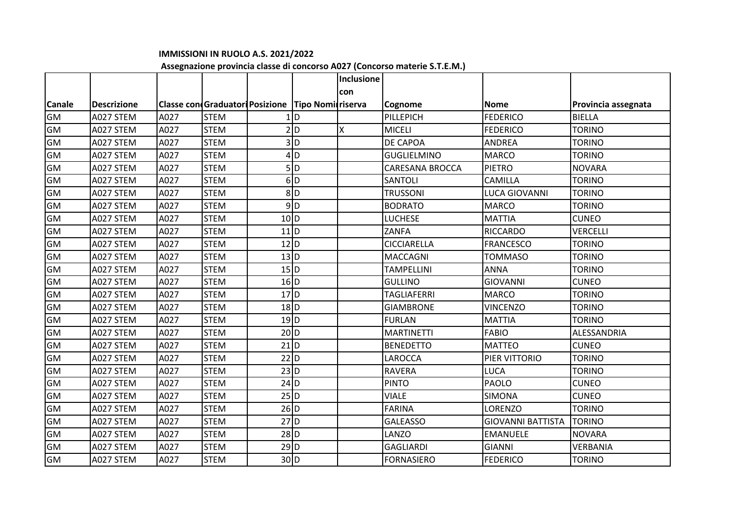**IMMISSIONI IN RUOLO A.S. 2021/2022**

**Assegnazione provincia classe di concorso A027 (Concorso materie S.T.E.M.)**

| Canale | Descrizione | Classe cond | Graduatori | Posizione | Tipo Nomi | Inclusione con riserva | Cognome | Nome | Provincia assegnata |
|---|---|---|---|---|---|---|---|---|---|
| GM | A027 STEM | A027 | STEM | 1 | D | | PILLEPICH | FEDERICO | BIELLA |
| GM | A027 STEM | A027 | STEM | 2 | D | X | MICELI | FEDERICO | TORINO |
| GM | A027 STEM | A027 | STEM | 3 | D | | DE CAPOA | ANDREA | TORINO |
| GM | A027 STEM | A027 | STEM | 4 | D | | GUGLIELMINO | MARCO | TORINO |
| GM | A027 STEM | A027 | STEM | 5 | D | | CARESANA BROCCA | PIETRO | NOVARA |
| GM | A027 STEM | A027 | STEM | 6 | D | | SANTOLI | CAMILLA | TORINO |
| GM | A027 STEM | A027 | STEM | 8 | D | | TRUSSONI | LUCA GIOVANNI | TORINO |
| GM | A027 STEM | A027 | STEM | 9 | D | | BODRATO | MARCO | TORINO |
| GM | A027 STEM | A027 | STEM | 10 | D | | LUCHESE | MATTIA | CUNEO |
| GM | A027 STEM | A027 | STEM | 11 | D | | ZANFA | RICCARDO | VERCELLI |
| GM | A027 STEM | A027 | STEM | 12 | D | | CICCIARELLA | FRANCESCO | TORINO |
| GM | A027 STEM | A027 | STEM | 13 | D | | MACCAGNI | TOMMASO | TORINO |
| GM | A027 STEM | A027 | STEM | 15 | D | | TAMPELLINI | ANNA | TORINO |
| GM | A027 STEM | A027 | STEM | 16 | D | | GULLINO | GIOVANNI | CUNEO |
| GM | A027 STEM | A027 | STEM | 17 | D | | TAGLIAFERRI | MARCO | TORINO |
| GM | A027 STEM | A027 | STEM | 18 | D | | GIAMBRONE | VINCENZO | TORINO |
| GM | A027 STEM | A027 | STEM | 19 | D | | FURLAN | MATTIA | TORINO |
| GM | A027 STEM | A027 | STEM | 20 | D | | MARTINETTI | FABIO | ALESSANDRIA |
| GM | A027 STEM | A027 | STEM | 21 | D | | BENEDETTO | MATTEO | CUNEO |
| GM | A027 STEM | A027 | STEM | 22 | D | | LAROCCA | PIER VITTORIO | TORINO |
| GM | A027 STEM | A027 | STEM | 23 | D | | RAVERA | LUCA | TORINO |
| GM | A027 STEM | A027 | STEM | 24 | D | | PINTO | PAOLO | CUNEO |
| GM | A027 STEM | A027 | STEM | 25 | D | | VIALE | SIMONA | CUNEO |
| GM | A027 STEM | A027 | STEM | 26 | D | | FARINA | LORENZO | TORINO |
| GM | A027 STEM | A027 | STEM | 27 | D | | GALEASSO | GIOVANNI BATTISTA | TORINO |
| GM | A027 STEM | A027 | STEM | 28 | D | | LANZO | EMANUELE | NOVARA |
| GM | A027 STEM | A027 | STEM | 29 | D | | GAGLIARDI | GIANNI | VERBANIA |
| GM | A027 STEM | A027 | STEM | 30 | D | | FORNASIERO | FEDERICO | TORINO |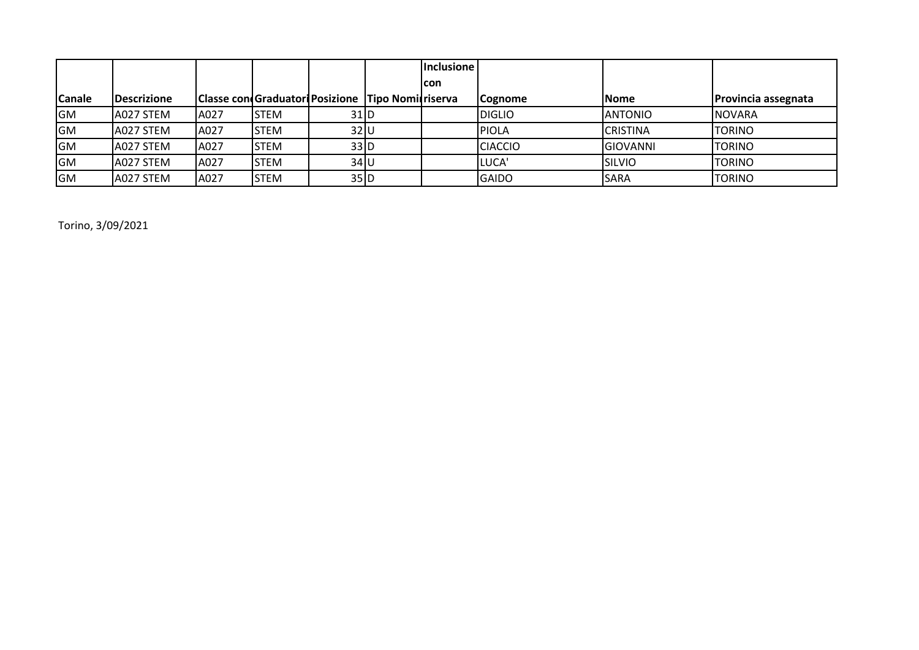| Canale | Descrizione | Classe con | Graduatori | Posizione | Tipo Nomi | Inclusione con riserva | Cognome | Nome | Provincia assegnata |
|---|---|---|---|---|---|---|---|---|---|
| GM | A027 STEM | A027 | STEM | 31 | D | | DIGLIO | ANTONIO | NOVARA |
| GM | A027 STEM | A027 | STEM | 32 | U | | PIOLA | CRISTINA | TORINO |
| GM | A027 STEM | A027 | STEM | 33 | D | | CIACCIO | GIOVANNI | TORINO |
| GM | A027 STEM | A027 | STEM | 34 | U | | LUCA' | SILVIO | TORINO |
| GM | A027 STEM | A027 | STEM | 35 | D | | GAIDO | SARA | TORINO |

Torino, 3/09/2021